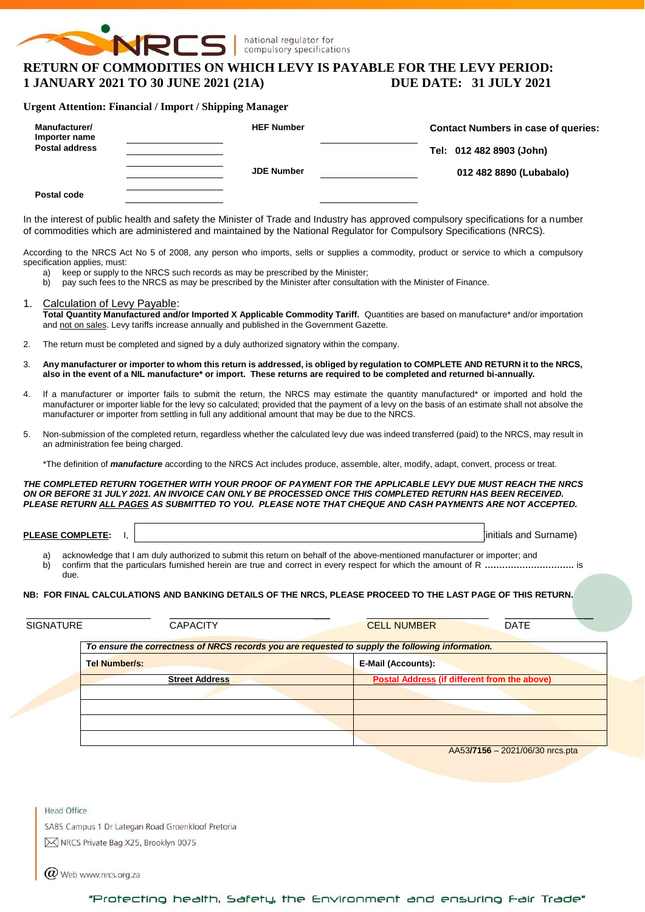NRCS | national regulator for compulsory specifications

# RETURN OF COMMODITIES ON WHICH LEVY IS PAYABLE FOR THE LEVY PERIOD: 1 JANUARY 2021 TO 30 JUNE 2021 (21A) DUE DATE: 31 JULY 2021

**Urgent Attention: Financial / Import / Shipping Manager**

| | | | | |
|---|---|---|---|---|
| **Manufacturer/ Importer name** | ____________ | **HEF Number** | ____________ | **Contact Numbers in case of queries:** |
| **Postal address** | ____________ | | | **Tel: 012 482 8903 (John)** |
| | ____________ | **JDE Number** | ____________ | **012 482 8890 (Lubabalo)** |
| | ____________ | | | |
| **Postal code** | ____________ | | ____________ | |

In the interest of public health and safety the Minister of Trade and Industry has approved compulsory specifications for a number of commodities which are administered and maintained by the National Regulator for Compulsory Specifications (NRCS).

According to the NRCS Act No 5 of 2008, any person who imports, sells or supplies a commodity, product or service to which a compulsory specification applies, must:

a) keep or supply to the NRCS such records as may be prescribed by the Minister;
b) pay such fees to the NRCS as may be prescribed by the Minister after consultation with the Minister of Finance.

1. Calculation of Levy Payable:
   **Total Quantity Manufactured and/or Imported X Applicable Commodity Tariff.** Quantities are based on manufacture* and/or importation and not on sales. Levy tariffs increase annually and published in the Government Gazette.

2. The return must be completed and signed by a duly authorized signatory within the company.

3. **Any manufacturer or importer to whom this return is addressed, is obliged by regulation to COMPLETE AND RETURN it to the NRCS, also in the event of a NIL manufacture* or import. These returns are required to be completed and returned bi-annually.**

4. If a manufacturer or importer fails to submit the return, the NRCS may estimate the quantity manufactured* or imported and hold the manufacturer or importer liable for the levy so calculated; provided that the payment of a levy on the basis of an estimate shall not absolve the manufacturer or importer from settling in full any additional amount that may be due to the NRCS.

5. Non-submission of the completed return, regardless whether the calculated levy due was indeed transferred (paid) to the NRCS, may result in an administration fee being charged.

*The definition of ***manufacture*** according to the NRCS Act includes produce, assemble, alter, modify, adapt, convert, process or treat.

***THE COMPLETED RETURN TOGETHER WITH YOUR PROOF OF PAYMENT FOR THE APPLICABLE LEVY DUE MUST REACH THE NRCS ON OR BEFORE 31 JULY 2021. AN INVOICE CAN ONLY BE PROCESSED ONCE THIS COMPLETED RETURN HAS BEEN RECEIVED. PLEASE RETURN ALL PAGES AS SUBMITTED TO YOU. PLEASE NOTE THAT CHEQUE AND CASH PAYMENTS ARE NOT ACCEPTED.***

**PLEASE COMPLETE:** I, ______________________________ (initials and Surname)

a) acknowledge that I am duly authorized to submit this return on behalf of the above-mentioned manufacturer or importer; and
b) confirm that the particulars furnished herein are true and correct in every respect for which the amount of R .............................. is due.

**NB: FOR FINAL CALCULATIONS AND BANKING DETAILS OF THE NRCS, PLEASE PROCEED TO THE LAST PAGE OF THIS RETURN.**

| SIGNATURE | CAPACITY | CELL NUMBER | DATE |
|---|---|---|---|
| | | | |

| ***To ensure the correctness of NRCS records you are requested to supply the following information.*** | |
|---|---|
| **Tel Number/s:** | **E-Mail (Accounts):** |
| **Street Address** | **Postal Address (if different from the above)** |
| | |
| | |
| | |
| | |

AA53/**7156** – 2021/06/30 nrcs.pta

Head Office
SABS Campus 1 Dr Lategan Road Groenkloof Pretoria
NRCS Private Bag X25, Brooklyn 0075

Web www.nrcs.org.za

"Protecting health, Safety, the Environment and ensuring Fair Trade"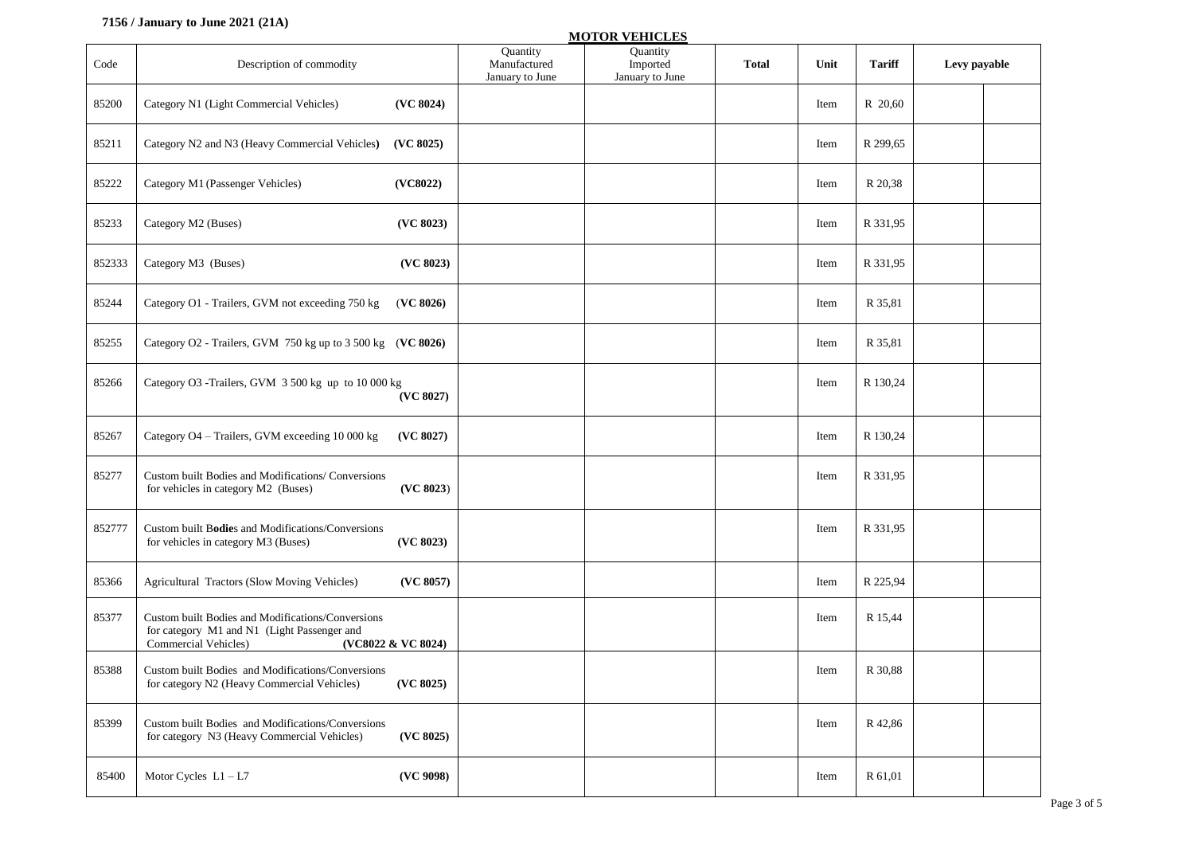**7156 / January to June 2021 (21A)**

**MOTOR VEHICLES**

| Code | Description of commodity | Quantity Manufactured January to June | Quantity Imported January to June | Total | Unit | Tariff | Levy payable | |
|---|---|---|---|---|---|---|---|---|
| 85200 | Category N1 (Light Commercial Vehicles) **(VC 8024)** | | | | Item | R 20,60 | | |
| 85211 | Category N2 and N3 (Heavy Commercial Vehicles) **(VC 8025)** | | | | Item | R 299,65 | | |
| 85222 | Category M1 (Passenger Vehicles) **(VC8022)** | | | | Item | R 20,38 | | |
| 85233 | Category M2 (Buses) **(VC 8023)** | | | | Item | R 331,95 | | |
| 852333 | Category M3 (Buses) **(VC 8023)** | | | | Item | R 331,95 | | |
| 85244 | Category O1 - Trailers, GVM not exceeding 750 kg (**VC 8026**) | | | | Item | R 35,81 | | |
| 85255 | Category O2 - Trailers, GVM 750 kg up to 3 500 kg (**VC 8026**) | | | | Item | R 35,81 | | |
| 85266 | Category O3 -Trailers, GVM 3 500 kg up to 10 000 kg **(VC 8027)** | | | | Item | R 130,24 | | |
| 85267 | Category O4 – Trailers, GVM exceeding 10 000 kg **(VC 8027)** | | | | Item | R 130,24 | | |
| 85277 | Custom built Bodies and Modifications/ Conversions for vehicles in category M2 (Buses) **(VC 8023**) | | | | Item | R 331,95 | | |
| 852777 | Custom built B**odie**s and Modifications/Conversions for vehicles in category M3 (Buses) **(VC 8023)** | | | | Item | R 331,95 | | |
| 85366 | Agricultural Tractors (Slow Moving Vehicles) **(VC 8057)** | | | | Item | R 225,94 | | |
| 85377 | Custom built Bodies and Modifications/Conversions for category M1 and N1 (Light Passenger and Commercial Vehicles) **(VC8022 & VC 8024)** | | | | Item | R 15,44 | | |
| 85388 | Custom built Bodies and Modifications/Conversions for category N2 (Heavy Commercial Vehicles) **(VC 8025)** | | | | Item | R 30,88 | | |
| 85399 | Custom built Bodies and Modifications/Conversions for category N3 (Heavy Commercial Vehicles) **(VC 8025)** | | | | Item | R 42,86 | | |
| 85400 | Motor Cycles L1 – L7 **(VC 9098)** | | | | Item | R 61,01 | | |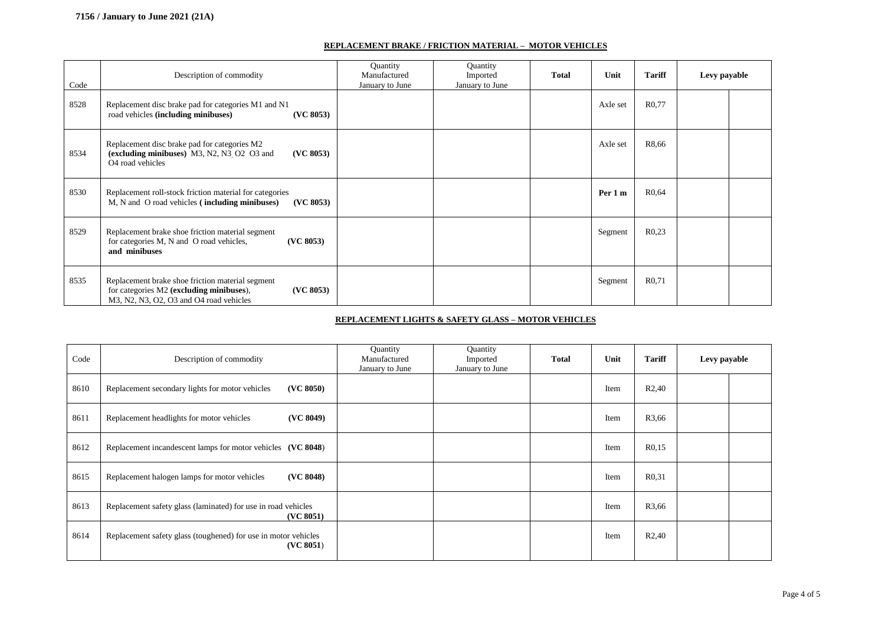**7156 / January to June 2021 (21A)**

## REPLACEMENT BRAKE / FRICTION MATERIAL – MOTOR VEHICLES

| Code | Description of commodity | Quantity Manufactured January to June | Quantity Imported January to June | Total | Unit | Tariff | Levy payable | |
|---|---|---|---|---|---|---|---|---|
| 8528 | Replacement disc brake pad for categories M1 and N1 road vehicles **(including minibuses)** **(VC 8053)** | | | | Axle set | R0,77 | | |
| 8534 | Replacement disc brake pad for categories M2 **(excluding minibuses)** M3, N2, N3, O2 O3 and O4 road vehicles **(VC 8053)** | | | | Axle set | R8,66 | | |
| 8530 | Replacement roll-stock friction material for categories M, N and O road vehicles **( including minibuses)** **(VC 8053)** | | | | **Per 1 m** | R0,64 | | |
| 8529 | Replacement brake shoe friction material segment for categories M, N and O road vehicles, **and minibuses** **(VC 8053)** | | | | Segment | R0,23 | | |
| 8535 | Replacement brake shoe friction material segment for categories M2 **(excluding minibuses)**, M3, N2, N3, O2, O3 and O4 road vehicles **(VC 8053)** | | | | Segment | R0,71 | | |

## REPLACEMENT LIGHTS & SAFETY GLASS – MOTOR VEHICLES

| Code | Description of commodity | Quantity Manufactured January to June | Quantity Imported January to June | Total | Unit | Tariff | Levy payable | |
|---|---|---|---|---|---|---|---|---|
| 8610 | Replacement secondary lights for motor vehicles **(VC 8050)** | | | | Item | R2,40 | | |
| 8611 | Replacement headlights for motor vehicles **(VC 8049)** | | | | Item | R3,66 | | |
| 8612 | Replacement incandescent lamps for motor vehicles **(VC 8048**) | | | | Item | R0,15 | | |
| 8615 | Replacement halogen lamps for motor vehicles **(VC 8048)** | | | | Item | R0,31 | | |
| 8613 | Replacement safety glass (laminated) for use in road vehicles **(VC 8051)** | | | | Item | R3,66 | | |
| 8614 | Replacement safety glass (toughened) for use in motor vehicles **(VC 8051**) | | | | Item | R2,40 | | |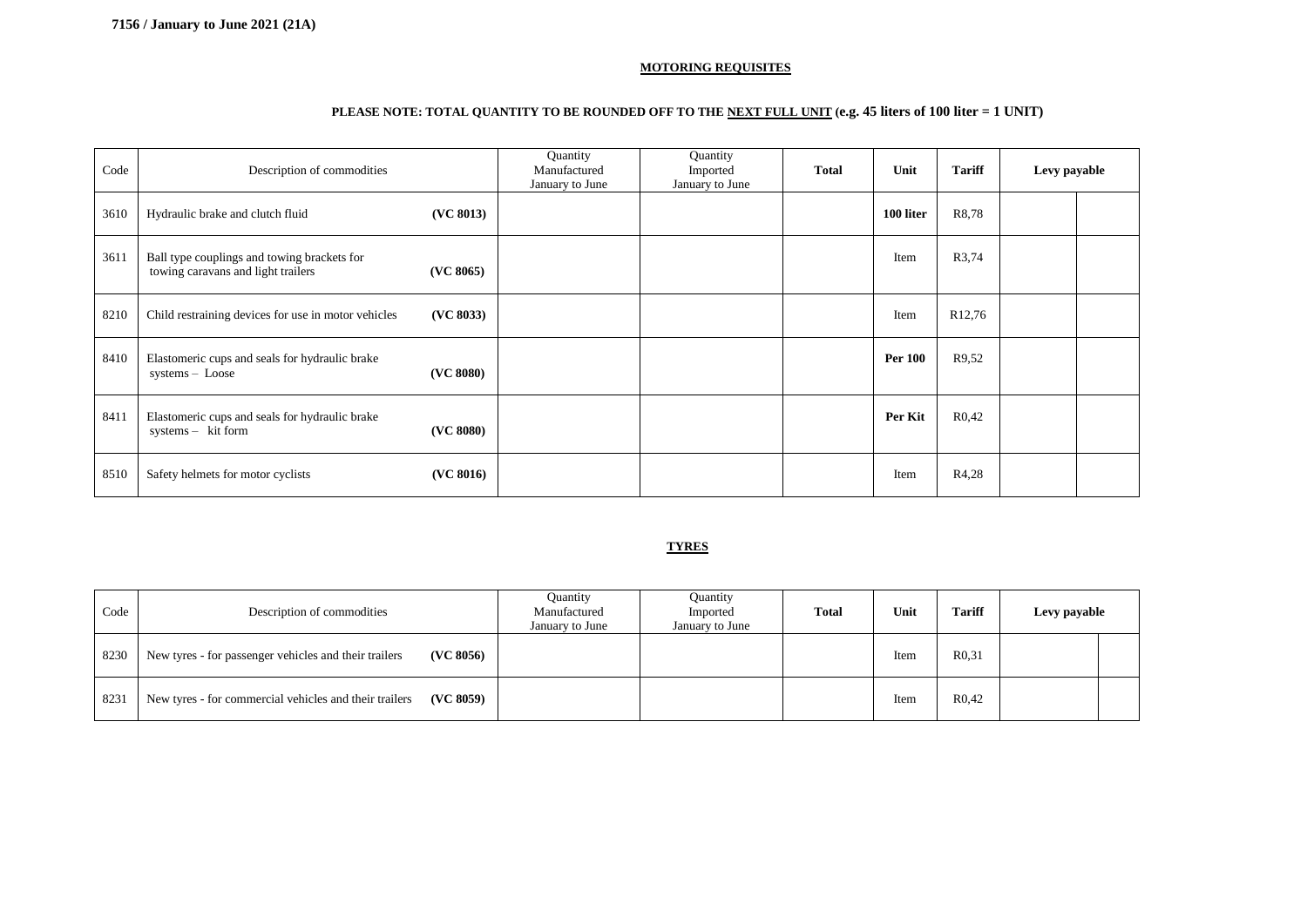7156 / January to June 2021 (21A)

**MOTORING REQUISITES**

**PLEASE NOTE: TOTAL QUANTITY TO BE ROUNDED OFF TO THE NEXT FULL UNIT (e.g. 45 liters of 100 liter = 1 UNIT)**

| Code | Description of commodities | Quantity Manufactured January to June | Quantity Imported January to June | **Total** | **Unit** | **Tariff** | **Levy payable** | |
|---|---|---|---|---|---|---|---|---|
| 3610 | Hydraulic brake and clutch fluid **(VC 8013)** | | | | **100 liter** | R8,78 | | |
| 3611 | Ball type couplings and towing brackets for towing caravans and light trailers **(VC 8065)** | | | | Item | R3,74 | | |
| 8210 | Child restraining devices for use in motor vehicles **(VC 8033)** | | | | Item | R12,76 | | |
| 8410 | Elastomeric cups and seals for hydraulic brake systems – Loose **(VC 8080)** | | | | **Per 100** | R9,52 | | |
| 8411 | Elastomeric cups and seals for hydraulic brake systems – kit form **(VC 8080)** | | | | **Per Kit** | R0,42 | | |
| 8510 | Safety helmets for motor cyclists **(VC 8016)** | | | | Item | R4,28 | | |

**TYRES**

| Code | Description of commodities | Quantity Manufactured January to June | Quantity Imported January to June | **Total** | **Unit** | **Tariff** | **Levy payable** | |
|---|---|---|---|---|---|---|---|---|
| 8230 | New tyres - for passenger vehicles and their trailers **(VC 8056)** | | | | Item | R0,31 | | |
| 8231 | New tyres - for commercial vehicles and their trailers **(VC 8059)** | | | | Item | R0,42 | | |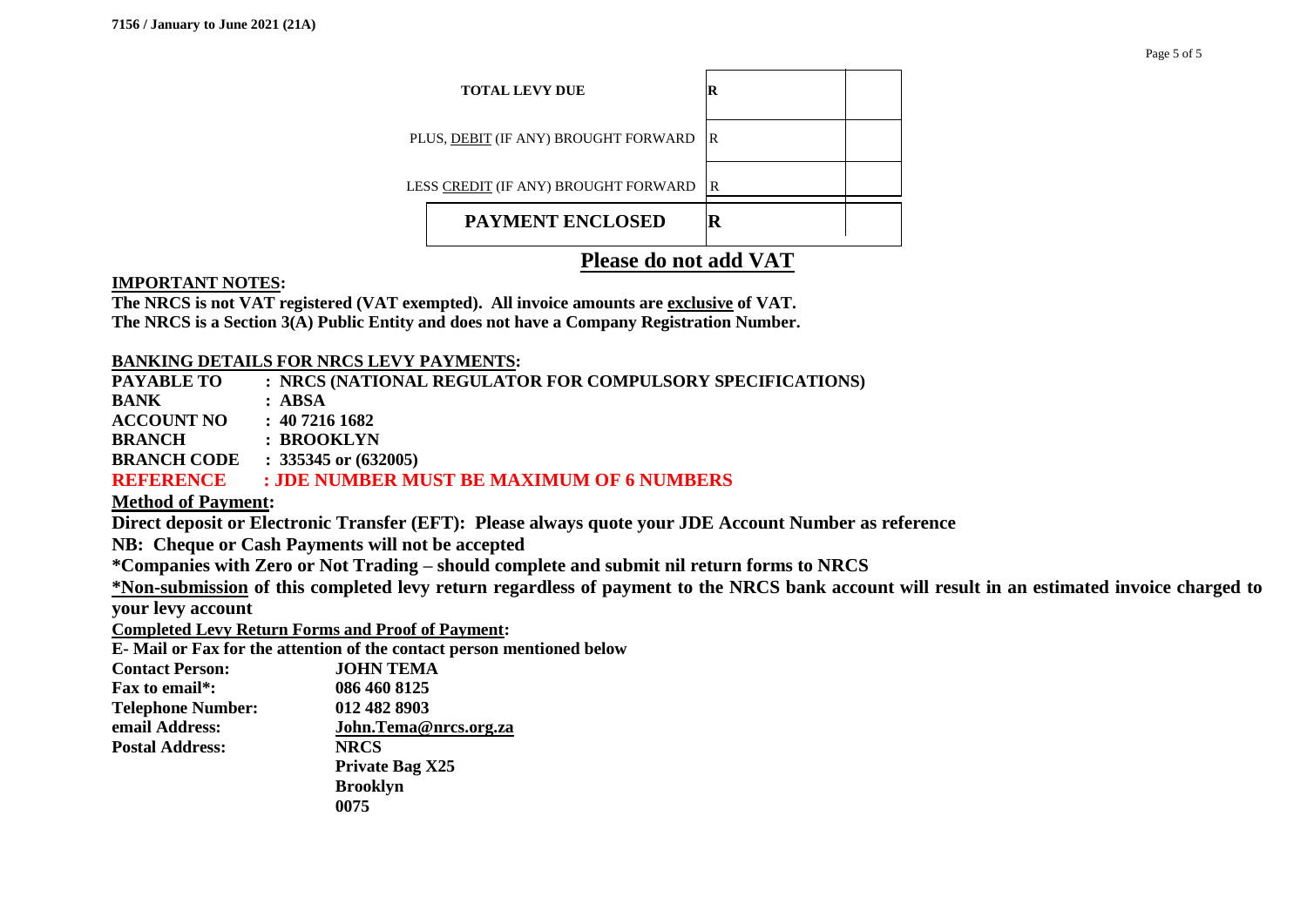| | | |
|---|---|---|
| TOTAL LEVY DUE | R | |
| PLUS, DEBIT (IF ANY) BROUGHT FORWARD | R | |
| LESS CREDIT (IF ANY) BROUGHT FORWARD | R | |
| **PAYMENT ENCLOSED** | **R** | |

**Please do not add VAT**

**IMPORTANT NOTES:**

**The NRCS is not VAT registered (VAT exempted). All invoice amounts are exclusive of VAT.**
**The NRCS is a Section 3(A) Public Entity and does not have a Company Registration Number.**

**BANKING DETAILS FOR NRCS LEVY PAYMENTS:**

**PAYABLE TO : NRCS (NATIONAL REGULATOR FOR COMPULSORY SPECIFICATIONS)**
**BANK : ABSA**
**ACCOUNT NO : 40 7216 1682**
**BRANCH : BROOKLYN**
**BRANCH CODE : 335345 or (632005)**
**REFERENCE : JDE NUMBER MUST BE MAXIMUM OF 6 NUMBERS**

**Method of Payment:**

**Direct deposit or Electronic Transfer (EFT): Please always quote your JDE Account Number as reference**

**NB: Cheque or Cash Payments will not be accepted**

**\*Companies with Zero or Not Trading – should complete and submit nil return forms to NRCS**

**\*Non-submission of this completed levy return regardless of payment to the NRCS bank account will result in an estimated invoice charged to your levy account**

**Completed Levy Return Forms and Proof of Payment:**

**E- Mail or Fax for the attention of the contact person mentioned below**

**Contact Person:** **JOHN TEMA**
**Fax to email\*:** **086 460 8125**
**Telephone Number:** **012 482 8903**
**email Address:** **John.Tema@nrcs.org.za**
**Postal Address:** **NRCS**
**Private Bag X25**
**Brooklyn**
**0075**